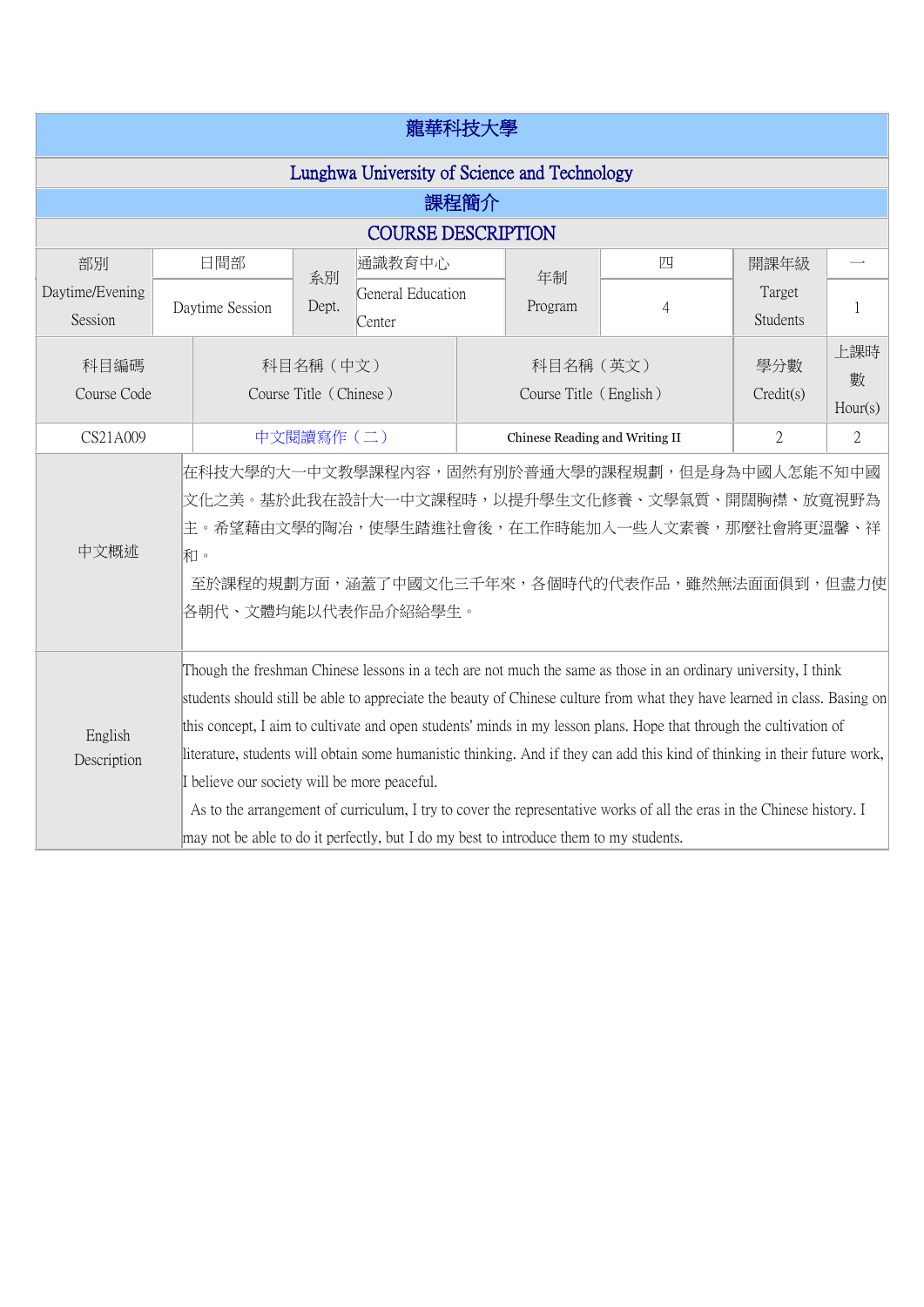# 龍華科技大學

## Lunghwa University of Science and Technology

## 課程簡介

## COURSE DESCRIPTION

| 部別 Daytime/Evening Session | 日間部 Daytime Session | 系別 Dept. | 通識教育中心 General Education Center | 年制 Program | 四 4 | 開課年級 Target Students | 一 1 |
|---|---|---|---|---|---|---|---|

| 科目編碼 Course Code | 科目名稱（中文） Course Title（Chinese） | 科目名稱（英文） Course Title（English） | 學分數 Credit(s) | 上課時數 Hour(s) |
|---|---|---|---|---|
| CS21A009 | 中文閱讀寫作（二） | Chinese Reading and Writing II | 2 | 2 |

| | |
|---|---|
| 中文概述 | 在科技大學的大一中文教學課程內容，固然有別於普通大學的課程規劃，但是身為中國人怎能不知中國文化之美。基於此我在設計大一中文課程時，以提升學生文化修養、文學氣質、開闊胸襟、放寬視野為主。希望藉由文學的陶冶，使學生踏進社會後，在工作時能加入一些人文素養，那麼社會將更溫馨、祥和。<br>至於課程的規劃方面，涵蓋了中國文化三千年來，各個時代的代表作品，雖然無法面面俱到，但盡力使各朝代、文體均能以代表作品介紹給學生。 |
| English Description | Though the freshman Chinese lessons in a tech are not much the same as those in an ordinary university, I think students should still be able to appreciate the beauty of Chinese culture from what they have learned in class. Basing on this concept, I aim to cultivate and open students' minds in my lesson plans. Hope that through the cultivation of literature, students will obtain some humanistic thinking. And if they can add this kind of thinking in their future work, I believe our society will be more peaceful.<br>As to the arrangement of curriculum, I try to cover the representative works of all the eras in the Chinese history. I may not be able to do it perfectly, but I do my best to introduce them to my students. |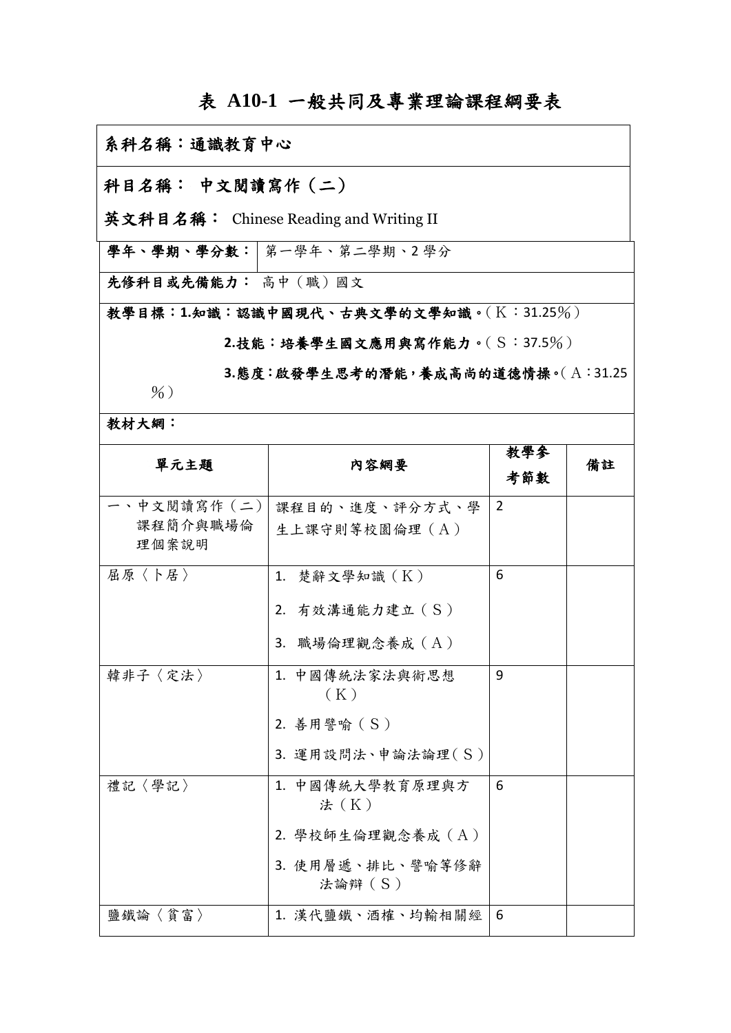# 表 A10-1 一般共同及專業理論課程綱要表

**系科名稱：通識教育中心**

**科目名稱： 中文閱讀寫作（二）**

**英文科目名稱：** Chinese Reading and Writing II

| **學年、學期、學分數：** | 第一學年、第二學期、2 學分 |
|---|---|

**先修科目或先備能力：** 高中（職）國文

**教學目標：1.知識：認識中國現代、古典文學的文學知識。**（K：31.25％）

**2.技能：培養學生國文應用與寫作能力。**（S：37.5％）

**3.態度：啟發學生思考的潛能，養成高尚的道德情操。**（A：31.25％）

**教材大綱：**

| 單元主題 | 內容綱要 | 教學參考節數 | 備註 |
|---|---|---|---|
| 一、中文閱讀寫作（二）課程簡介與職場倫理個案說明 | 課程目的、進度、評分方式、學生上課守則等校園倫理（A） | 2 | |
| 屈原〈卜居〉 | 1. 楚辭文學知識（K）<br>2. 有效溝通能力建立（S）<br>3. 職場倫理觀念養成（A） | 6 | |
| 韓非子〈定法〉 | 1. 中國傳統法家法與術思想（K）<br>2. 善用譬喻（S）<br>3. 運用設問法、申論法論理（S） | 9 | |
| 禮記〈學記〉 | 1. 中國傳統大學教育原理與方法（K）<br>2. 學校師生倫理觀念養成（A）<br>3. 使用層遞、排比、譬喻等修辭法論辯（S） | 6 | |
| 鹽鐵論〈貧富〉 | 1. 漢代鹽鐵、酒榷、均輸相關經 | 6 | |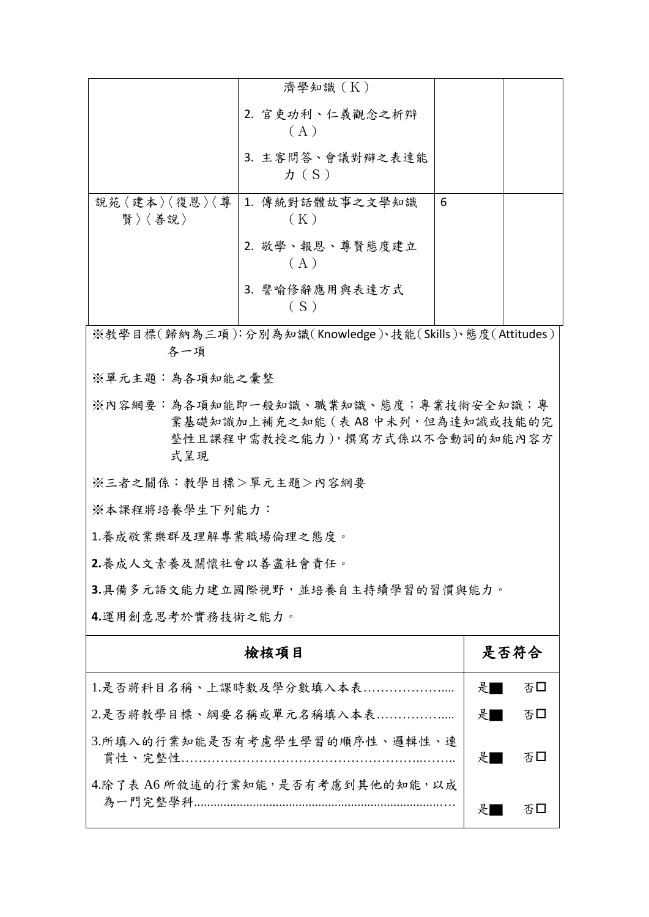| | | | |
|---|---|---|---|
| | 濟學知識（K）<br>2. 官吏功利、仁義觀念之析辯（A）<br>3. 主客問答、會議對辯之表達能力（S） | | |
| 說苑〈建本〉〈復恩〉〈尊賢〉〈善說〉 | 1. 傳統對話體故事之文學知識（K）<br>2. 敬學、報恩、尊賢態度建立（A）<br>3. 譬喻修辭應用與表達方式（S） | 6 | |

※教學目標(歸納為三項)：分別為知識(Knowledge)、技能(Skills)、態度(Attitudes)各一項

※單元主題：為各項知能之彙整

※內容綱要：為各項知能即一般知識、職業知識、態度；專業技術安全知識；專業基礎知識加上補充之知能(表 A8 中未列，但為達知識或技能的完整性且課程中需教授之能力)，撰寫方式係以不含動詞的知能內容方式呈現

※三者之關係：教學目標＞單元主題＞內容綱要

※本課程將培養學生下列能力：

1.養成敬業樂群及理解專業職場倫理之態度。

**2.**養成人文素養及關懷社會以善盡社會責任。

**3.**具備多元語文能力建立國際視野，並培養自主持續學習的習慣與能力。

**4.**運用創意思考於實務技術之能力。

| **檢核項目** | **是否符合** |
|---|---|
| 1.是否將科目名稱、上課時數及學分數填入本表……………….... | 是■　否☐ |
| 2.是否將教學目標、綱要名稱或單元名稱填入本表…………….... | 是■　否☐ |
| 3.所填入的行業知能是否有考慮學生學習的順序性、邏輯性、連貫性、完整性……………………………………………..…….. | 是■　否☐ |
| 4.除了表 A6 所敘述的行業知能，是否有考慮到其他的知能，以成為一門完整學科..................................................................…. | 是■　否☐ |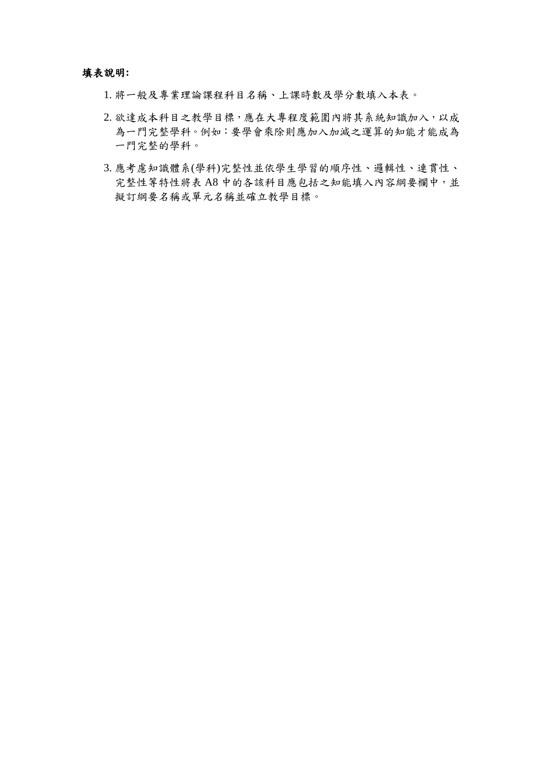**填表說明:**

1. 將一般及專業理論課程科目名稱、上課時數及學分數填入本表。
2. 欲達成本科目之教學目標，應在大專程度範圍內將其系統知識加入，以成為一門完整學科。例如：要學會乘除則應加入加減之運算的知能才能成為一門完整的學科。
3. 應考慮知識體系(學科)完整性並依學生學習的順序性、邏輯性、連貫性、完整性等特性將表 A8 中的各該科目應包括之知能填入內容綱要欄中，並擬訂綱要名稱或單元名稱並確立教學目標。